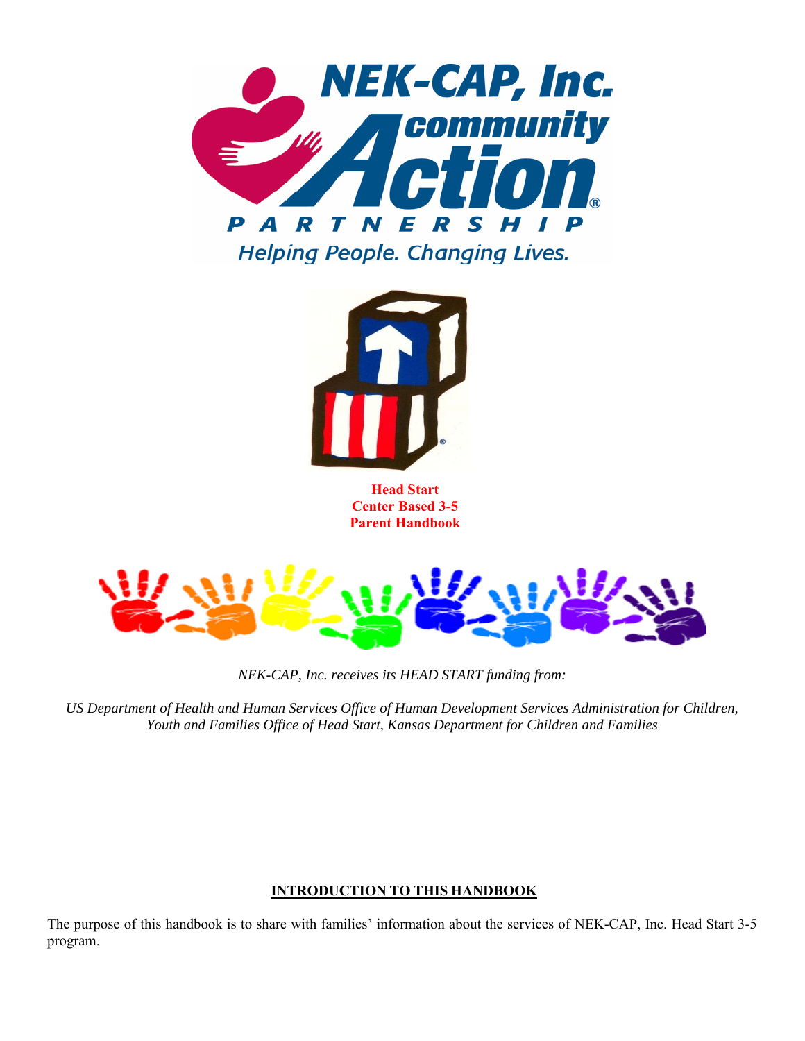**Head Start**
**Center Based 3-5**
**Parent Handbook**

*NEK-CAP, Inc. receives its HEAD START funding from:*

*US Department of Health and Human Services Office of Human Development Services Administration for Children, Youth and Families Office of Head Start, Kansas Department for Children and Families*

## INTRODUCTION TO THIS HANDBOOK

The purpose of this handbook is to share with families' information about the services of NEK-CAP, Inc. Head Start 3-5 program.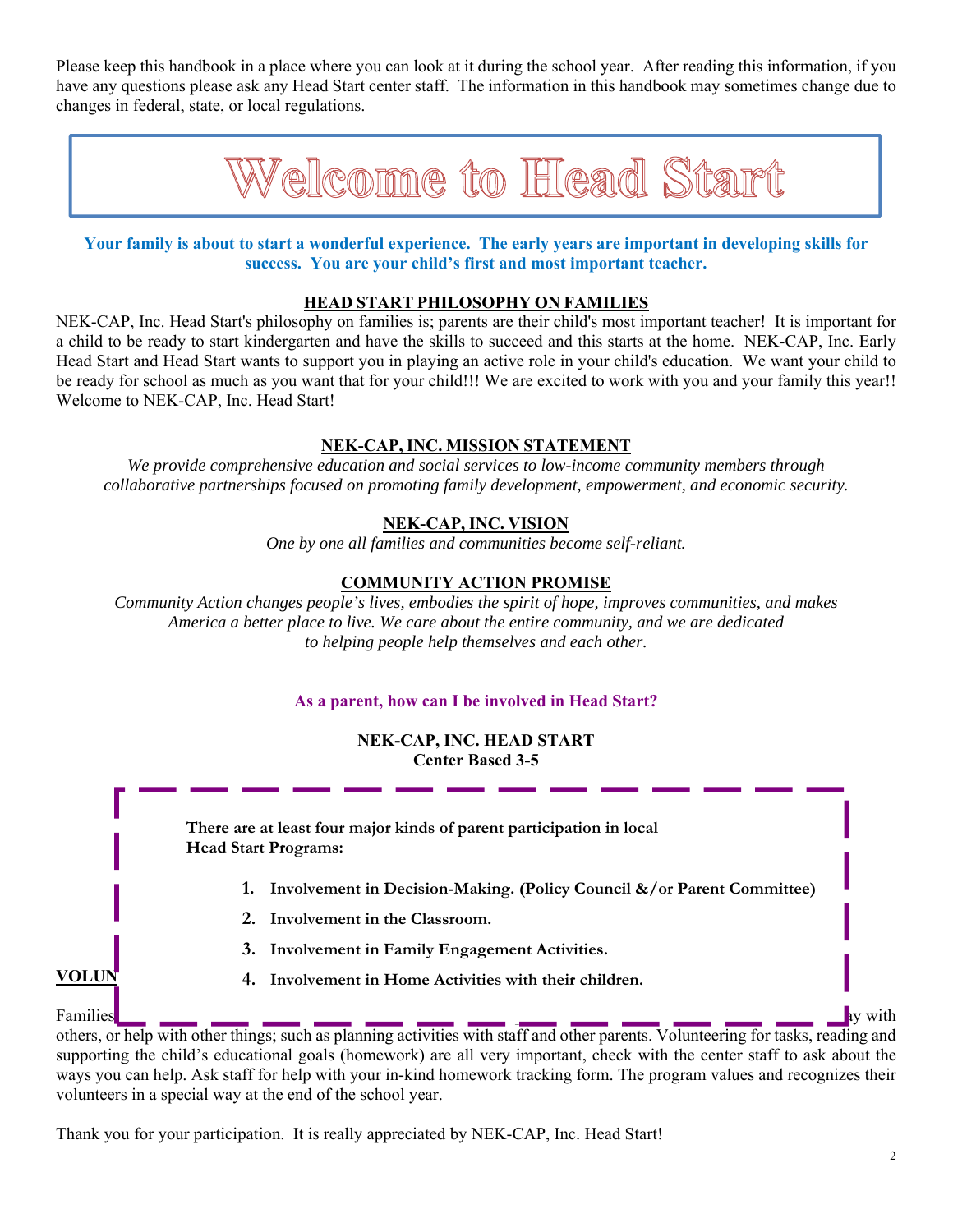Please keep this handbook in a place where you can look at it during the school year. After reading this information, if you have any questions please ask any Head Start center staff. The information in this handbook may sometimes change due to changes in federal, state, or local regulations.

# Welcome to Head Start

**Your family is about to start a wonderful experience. The early years are important in developing skills for success. You are your child's first and most important teacher.**

## HEAD START PHILOSOPHY ON FAMILIES

NEK-CAP, Inc. Head Start's philosophy on families is; parents are their child's most important teacher! It is important for a child to be ready to start kindergarten and have the skills to succeed and this starts at the home. NEK-CAP, Inc. Early Head Start and Head Start wants to support you in playing an active role in your child's education. We want your child to be ready for school as much as you want that for your child!!! We are excited to work with you and your family this year!! Welcome to NEK-CAP, Inc. Head Start!

## NEK-CAP, INC. MISSION STATEMENT

*We provide comprehensive education and social services to low-income community members through collaborative partnerships focused on promoting family development, empowerment, and economic security.*

## NEK-CAP, INC. VISION

*One by one all families and communities become self-reliant.*

## COMMUNITY ACTION PROMISE

*Community Action changes people's lives, embodies the spirit of hope, improves communities, and makes America a better place to live. We care about the entire community, and we are dedicated to helping people help themselves and each other.*

**As a parent, how can I be involved in Head Start?**

**NEK-CAP, INC. HEAD START**
**Center Based 3-5**

**There are at least four major kinds of parent participation in local Head Start Programs:**

1. **Involvement in Decision-Making. (Policy Council &/or Parent Committee)**
2. **Involvement in the Classroom.**
3. **Involvement in Family Engagement Activities.**
4. **Involvement in Home Activities with their children.**

## VOLUN

Families ... ay with others, or help with other things; such as planning activities with staff and other parents. Volunteering for tasks, reading and supporting the child's educational goals (homework) are all very important, check with the center staff to ask about the ways you can help. Ask staff for help with your in-kind homework tracking form. The program values and recognizes their volunteers in a special way at the end of the school year.

Thank you for your participation. It is really appreciated by NEK-CAP, Inc. Head Start!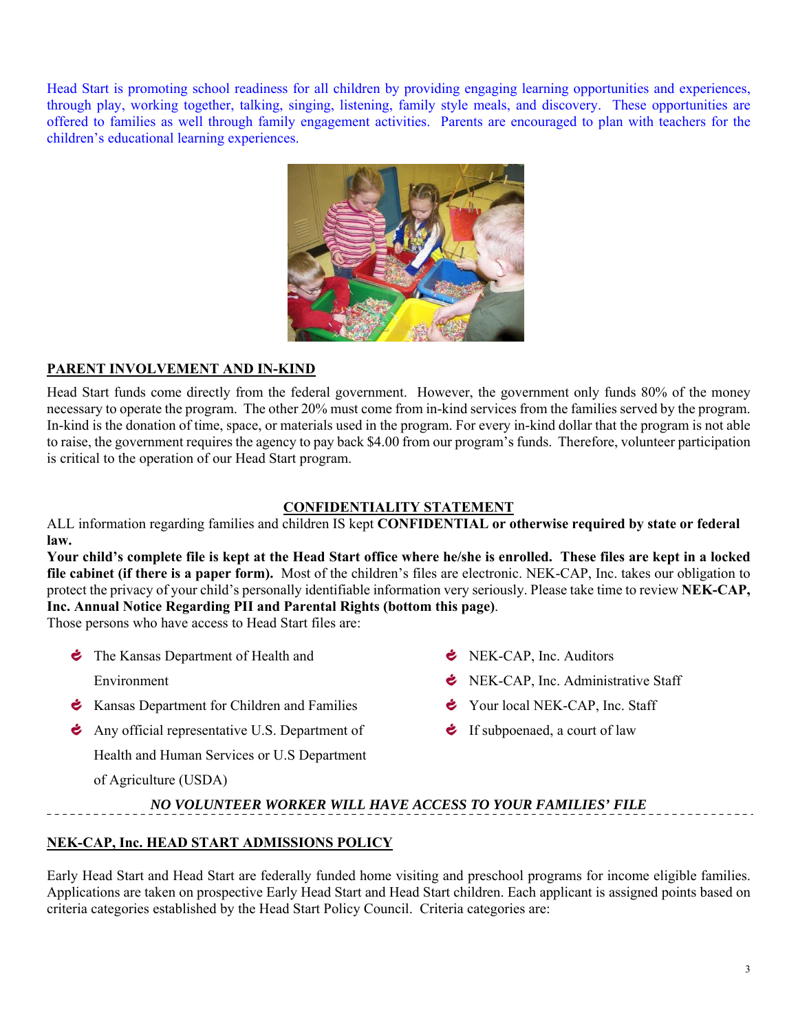Head Start is promoting school readiness for all children by providing engaging learning opportunities and experiences, through play, working together, talking, singing, listening, family style meals, and discovery. These opportunities are offered to families as well through family engagement activities. Parents are encouraged to plan with teachers for the children's educational learning experiences.

## PARENT INVOLVEMENT AND IN-KIND

Head Start funds come directly from the federal government. However, the government only funds 80% of the money necessary to operate the program. The other 20% must come from in-kind services from the families served by the program. In-kind is the donation of time, space, or materials used in the program. For every in-kind dollar that the program is not able to raise, the government requires the agency to pay back $4.00 from our program's funds. Therefore, volunteer participation is critical to the operation of our Head Start program.

## CONFIDENTIALITY STATEMENT

ALL information regarding families and children IS kept **CONFIDENTIAL or otherwise required by state or federal law.**

**Your child's complete file is kept at the Head Start office where he/she is enrolled. These files are kept in a locked file cabinet (if there is a paper form).** Most of the children's files are electronic. NEK-CAP, Inc. takes our obligation to protect the privacy of your child's personally identifiable information very seriously. Please take time to review **NEK-CAP, Inc. Annual Notice Regarding PII and Parental Rights (bottom this page)**.

Those persons who have access to Head Start files are:

- The Kansas Department of Health and Environment
- Kansas Department for Children and Families
- Any official representative U.S. Department of Health and Human Services or U.S Department of Agriculture (USDA)
- NEK-CAP, Inc. Auditors
- NEK-CAP, Inc. Administrative Staff
- Your local NEK-CAP, Inc. Staff
- If subpoenaed, a court of law

***NO VOLUNTEER WORKER WILL HAVE ACCESS TO YOUR FAMILIES' FILE***

## NEK-CAP, Inc. HEAD START ADMISSIONS POLICY

Early Head Start and Head Start are federally funded home visiting and preschool programs for income eligible families. Applications are taken on prospective Early Head Start and Head Start children. Each applicant is assigned points based on criteria categories established by the Head Start Policy Council. Criteria categories are: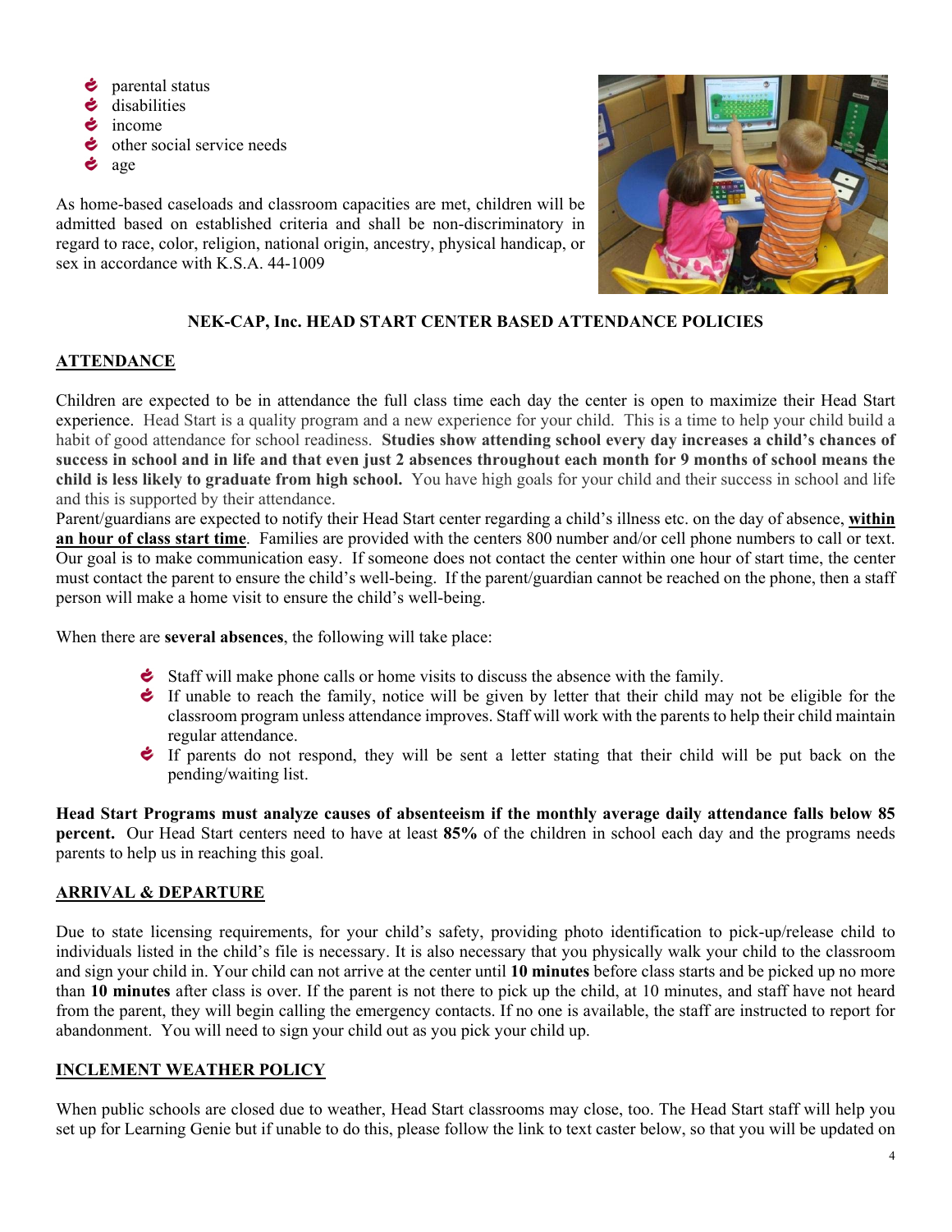- parental status
- disabilities
- income
- other social service needs
- age

As home-based caseloads and classroom capacities are met, children will be admitted based on established criteria and shall be non-discriminatory in regard to race, color, religion, national origin, ancestry, physical handicap, or sex in accordance with K.S.A. 44-1009

## NEK-CAP, Inc. HEAD START CENTER BASED ATTENDANCE POLICIES

### ATTENDANCE

Children are expected to be in attendance the full class time each day the center is open to maximize their Head Start experience. Head Start is a quality program and a new experience for your child. This is a time to help your child build a habit of good attendance for school readiness. **Studies show attending school every day increases a child's chances of success in school and in life and that even just 2 absences throughout each month for 9 months of school means the child is less likely to graduate from high school.** You have high goals for your child and their success in school and life and this is supported by their attendance.

Parent/guardians are expected to notify their Head Start center regarding a child's illness etc. on the day of absence, **within an hour of class start time**. Families are provided with the centers 800 number and/or cell phone numbers to call or text. Our goal is to make communication easy. If someone does not contact the center within one hour of start time, the center must contact the parent to ensure the child's well-being. If the parent/guardian cannot be reached on the phone, then a staff person will make a home visit to ensure the child's well-being.

When there are **several absences**, the following will take place:

- Staff will make phone calls or home visits to discuss the absence with the family.
- If unable to reach the family, notice will be given by letter that their child may not be eligible for the classroom program unless attendance improves. Staff will work with the parents to help their child maintain regular attendance.
- If parents do not respond, they will be sent a letter stating that their child will be put back on the pending/waiting list.

**Head Start Programs must analyze causes of absenteeism if the monthly average daily attendance falls below 85 percent.** Our Head Start centers need to have at least **85%** of the children in school each day and the programs needs parents to help us in reaching this goal.

### ARRIVAL & DEPARTURE

Due to state licensing requirements, for your child's safety, providing photo identification to pick-up/release child to individuals listed in the child's file is necessary. It is also necessary that you physically walk your child to the classroom and sign your child in. Your child can not arrive at the center until **10 minutes** before class starts and be picked up no more than **10 minutes** after class is over. If the parent is not there to pick up the child, at 10 minutes, and staff have not heard from the parent, they will begin calling the emergency contacts. If no one is available, the staff are instructed to report for abandonment. You will need to sign your child out as you pick your child up.

### INCLEMENT WEATHER POLICY

When public schools are closed due to weather, Head Start classrooms may close, too. The Head Start staff will help you set up for Learning Genie but if unable to do this, please follow the link to text caster below, so that you will be updated on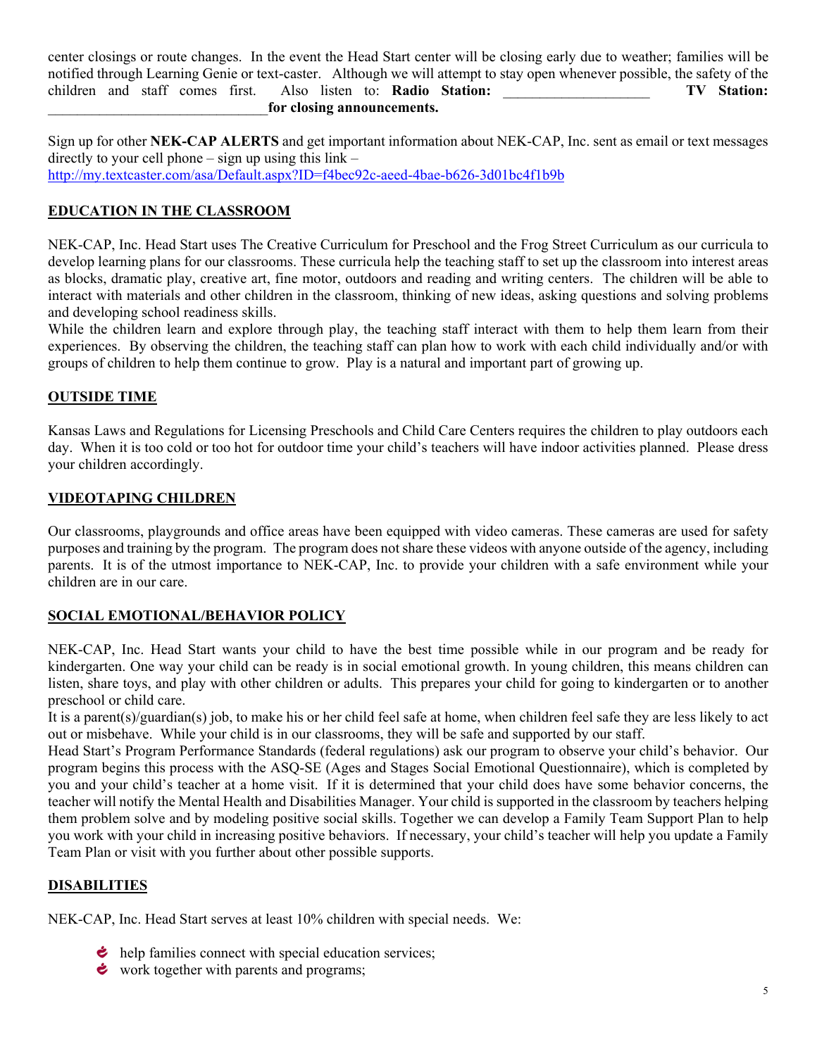center closings or route changes. In the event the Head Start center will be closing early due to weather; families will be notified through Learning Genie or text-caster. Although we will attempt to stay open whenever possible, the safety of the children and staff comes first. Also listen to: **Radio Station:** ____________________ **TV Station:** ______________________________**for closing announcements.**

Sign up for other **NEK-CAP ALERTS** and get important information about NEK-CAP, Inc. sent as email or text messages directly to your cell phone – sign up using this link – http://my.textcaster.com/asa/Default.aspx?ID=f4bec92c-aeed-4bae-b626-3d01bc4f1b9b

## EDUCATION IN THE CLASSROOM

NEK-CAP, Inc. Head Start uses The Creative Curriculum for Preschool and the Frog Street Curriculum as our curricula to develop learning plans for our classrooms. These curricula help the teaching staff to set up the classroom into interest areas as blocks, dramatic play, creative art, fine motor, outdoors and reading and writing centers. The children will be able to interact with materials and other children in the classroom, thinking of new ideas, asking questions and solving problems and developing school readiness skills.

While the children learn and explore through play, the teaching staff interact with them to help them learn from their experiences. By observing the children, the teaching staff can plan how to work with each child individually and/or with groups of children to help them continue to grow. Play is a natural and important part of growing up.

## OUTSIDE TIME

Kansas Laws and Regulations for Licensing Preschools and Child Care Centers requires the children to play outdoors each day. When it is too cold or too hot for outdoor time your child's teachers will have indoor activities planned. Please dress your children accordingly.

## VIDEOTAPING CHILDREN

Our classrooms, playgrounds and office areas have been equipped with video cameras. These cameras are used for safety purposes and training by the program. The program does not share these videos with anyone outside of the agency, including parents. It is of the utmost importance to NEK-CAP, Inc. to provide your children with a safe environment while your children are in our care.

## SOCIAL EMOTIONAL/BEHAVIOR POLICY

NEK-CAP, Inc. Head Start wants your child to have the best time possible while in our program and be ready for kindergarten. One way your child can be ready is in social emotional growth. In young children, this means children can listen, share toys, and play with other children or adults. This prepares your child for going to kindergarten or to another preschool or child care.

It is a parent(s)/guardian(s) job, to make his or her child feel safe at home, when children feel safe they are less likely to act out or misbehave. While your child is in our classrooms, they will be safe and supported by our staff.

Head Start's Program Performance Standards (federal regulations) ask our program to observe your child's behavior. Our program begins this process with the ASQ-SE (Ages and Stages Social Emotional Questionnaire), which is completed by you and your child's teacher at a home visit. If it is determined that your child does have some behavior concerns, the teacher will notify the Mental Health and Disabilities Manager. Your child is supported in the classroom by teachers helping them problem solve and by modeling positive social skills. Together we can develop a Family Team Support Plan to help you work with your child in increasing positive behaviors. If necessary, your child's teacher will help you update a Family Team Plan or visit with you further about other possible supports.

## DISABILITIES

NEK-CAP, Inc. Head Start serves at least 10% children with special needs. We:

- help families connect with special education services;
- work together with parents and programs;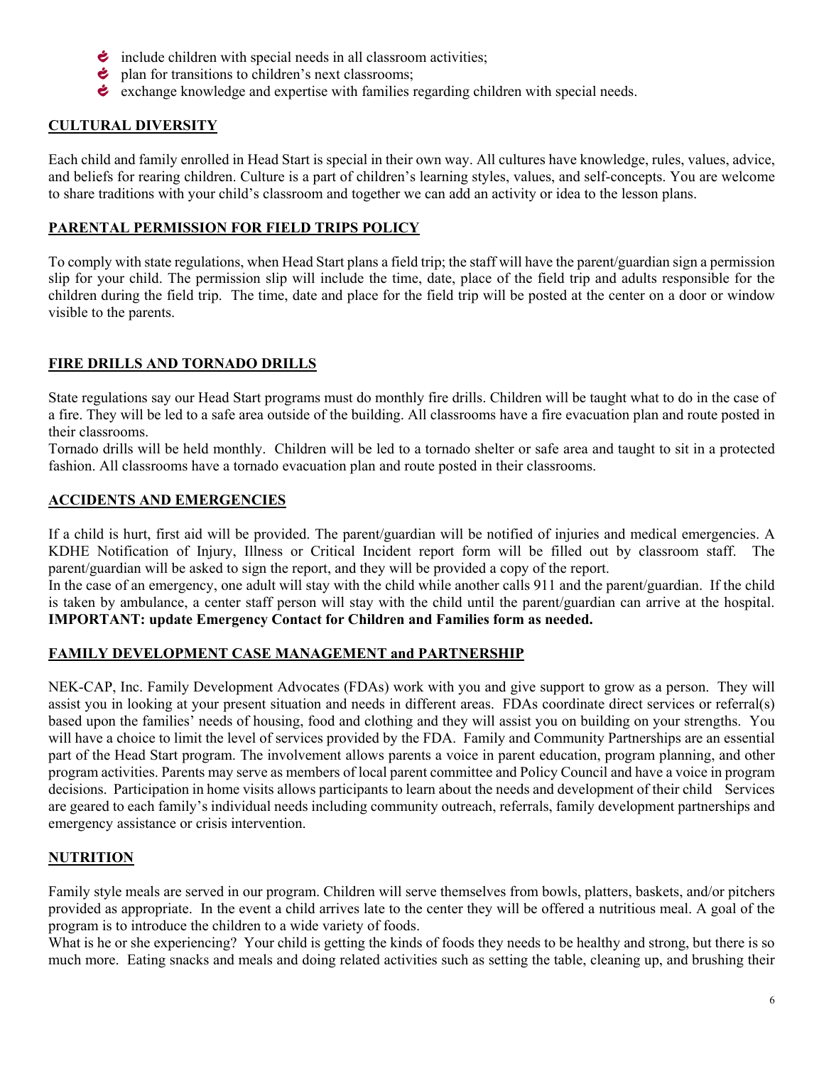- include children with special needs in all classroom activities;
- plan for transitions to children's next classrooms;
- exchange knowledge and expertise with families regarding children with special needs.

## CULTURAL DIVERSITY

Each child and family enrolled in Head Start is special in their own way. All cultures have knowledge, rules, values, advice, and beliefs for rearing children. Culture is a part of children's learning styles, values, and self-concepts. You are welcome to share traditions with your child's classroom and together we can add an activity or idea to the lesson plans.

## PARENTAL PERMISSION FOR FIELD TRIPS POLICY

To comply with state regulations, when Head Start plans a field trip; the staff will have the parent/guardian sign a permission slip for your child. The permission slip will include the time, date, place of the field trip and adults responsible for the children during the field trip. The time, date and place for the field trip will be posted at the center on a door or window visible to the parents.

## FIRE DRILLS AND TORNADO DRILLS

State regulations say our Head Start programs must do monthly fire drills. Children will be taught what to do in the case of a fire. They will be led to a safe area outside of the building. All classrooms have a fire evacuation plan and route posted in their classrooms.

Tornado drills will be held monthly. Children will be led to a tornado shelter or safe area and taught to sit in a protected fashion. All classrooms have a tornado evacuation plan and route posted in their classrooms.

## ACCIDENTS AND EMERGENCIES

If a child is hurt, first aid will be provided. The parent/guardian will be notified of injuries and medical emergencies. A KDHE Notification of Injury, Illness or Critical Incident report form will be filled out by classroom staff. The parent/guardian will be asked to sign the report, and they will be provided a copy of the report.

In the case of an emergency, one adult will stay with the child while another calls 911 and the parent/guardian. If the child is taken by ambulance, a center staff person will stay with the child until the parent/guardian can arrive at the hospital. **IMPORTANT: update Emergency Contact for Children and Families form as needed.**

## FAMILY DEVELOPMENT CASE MANAGEMENT and PARTNERSHIP

NEK-CAP, Inc. Family Development Advocates (FDAs) work with you and give support to grow as a person. They will assist you in looking at your present situation and needs in different areas. FDAs coordinate direct services or referral(s) based upon the families' needs of housing, food and clothing and they will assist you on building on your strengths. You will have a choice to limit the level of services provided by the FDA. Family and Community Partnerships are an essential part of the Head Start program. The involvement allows parents a voice in parent education, program planning, and other program activities. Parents may serve as members of local parent committee and Policy Council and have a voice in program decisions. Participation in home visits allows participants to learn about the needs and development of their child Services are geared to each family's individual needs including community outreach, referrals, family development partnerships and emergency assistance or crisis intervention.

## NUTRITION

Family style meals are served in our program. Children will serve themselves from bowls, platters, baskets, and/or pitchers provided as appropriate. In the event a child arrives late to the center they will be offered a nutritious meal. A goal of the program is to introduce the children to a wide variety of foods.

What is he or she experiencing? Your child is getting the kinds of foods they needs to be healthy and strong, but there is so much more. Eating snacks and meals and doing related activities such as setting the table, cleaning up, and brushing their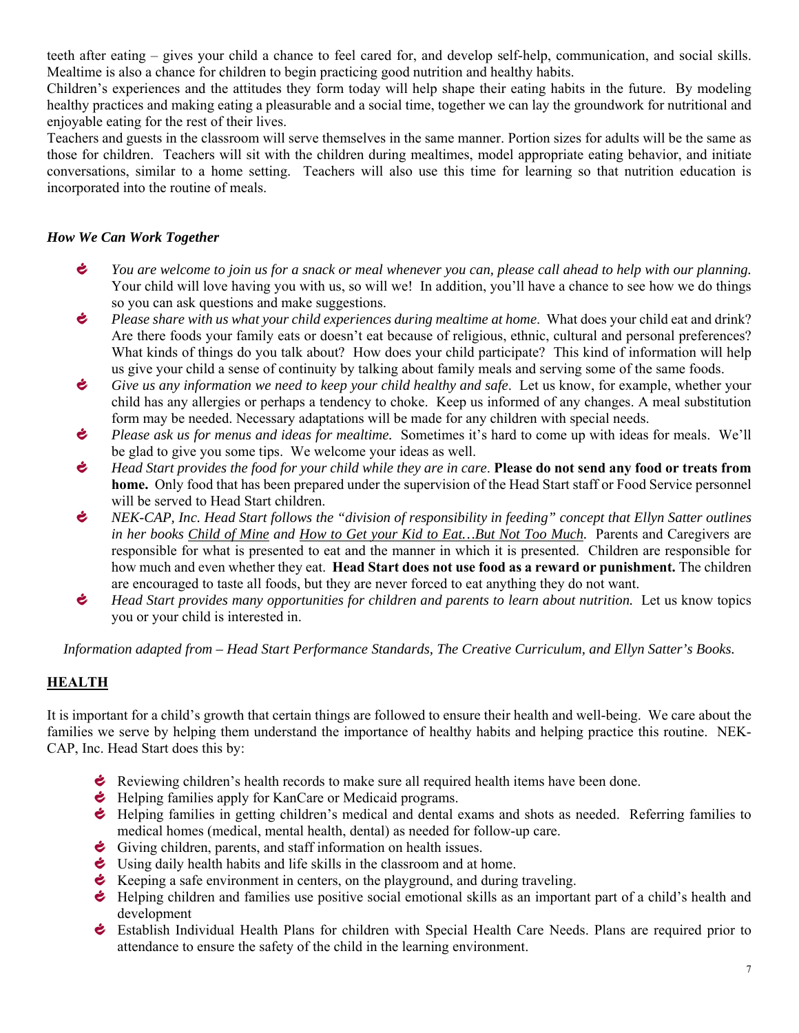teeth after eating – gives your child a chance to feel cared for, and develop self-help, communication, and social skills. Mealtime is also a chance for children to begin practicing good nutrition and healthy habits.

Children's experiences and the attitudes they form today will help shape their eating habits in the future. By modeling healthy practices and making eating a pleasurable and a social time, together we can lay the groundwork for nutritional and enjoyable eating for the rest of their lives.

Teachers and guests in the classroom will serve themselves in the same manner. Portion sizes for adults will be the same as those for children. Teachers will sit with the children during mealtimes, model appropriate eating behavior, and initiate conversations, similar to a home setting. Teachers will also use this time for learning so that nutrition education is incorporated into the routine of meals.

***How We Can Work Together***

- *You are welcome to join us for a snack or meal whenever you can, please call ahead to help with our planning.* Your child will love having you with us, so will we! In addition, you'll have a chance to see how we do things so you can ask questions and make suggestions.
- *Please share with us what your child experiences during mealtime at home*. What does your child eat and drink? Are there foods your family eats or doesn't eat because of religious, ethnic, cultural and personal preferences? What kinds of things do you talk about? How does your child participate? This kind of information will help us give your child a sense of continuity by talking about family meals and serving some of the same foods.
- *Give us any information we need to keep your child healthy and safe*. Let us know, for example, whether your child has any allergies or perhaps a tendency to choke. Keep us informed of any changes. A meal substitution form may be needed. Necessary adaptations will be made for any children with special needs.
- *Please ask us for menus and ideas for mealtime.* Sometimes it's hard to come up with ideas for meals. We'll be glad to give you some tips. We welcome your ideas as well.
- *Head Start provides the food for your child while they are in care*. **Please do not send any food or treats from home.** Only food that has been prepared under the supervision of the Head Start staff or Food Service personnel will be served to Head Start children.
- *NEK-CAP, Inc. Head Start follows the "division of responsibility in feeding" concept that Ellyn Satter outlines in her books Child of Mine and How to Get your Kid to Eat…But Not Too Much.* Parents and Caregivers are responsible for what is presented to eat and the manner in which it is presented. Children are responsible for how much and even whether they eat. **Head Start does not use food as a reward or punishment.** The children are encouraged to taste all foods, but they are never forced to eat anything they do not want.
- *Head Start provides many opportunities for children and parents to learn about nutrition.* Let us know topics you or your child is interested in.

*Information adapted from – Head Start Performance Standards, The Creative Curriculum, and Ellyn Satter's Books.*

## HEALTH

It is important for a child's growth that certain things are followed to ensure their health and well-being. We care about the families we serve by helping them understand the importance of healthy habits and helping practice this routine. NEK-CAP, Inc. Head Start does this by:

- Reviewing children's health records to make sure all required health items have been done.
- Helping families apply for KanCare or Medicaid programs.
- Helping families in getting children's medical and dental exams and shots as needed. Referring families to medical homes (medical, mental health, dental) as needed for follow-up care.
- Giving children, parents, and staff information on health issues.
- Using daily health habits and life skills in the classroom and at home.
- Keeping a safe environment in centers, on the playground, and during traveling.
- Helping children and families use positive social emotional skills as an important part of a child's health and development
- Establish Individual Health Plans for children with Special Health Care Needs. Plans are required prior to attendance to ensure the safety of the child in the learning environment.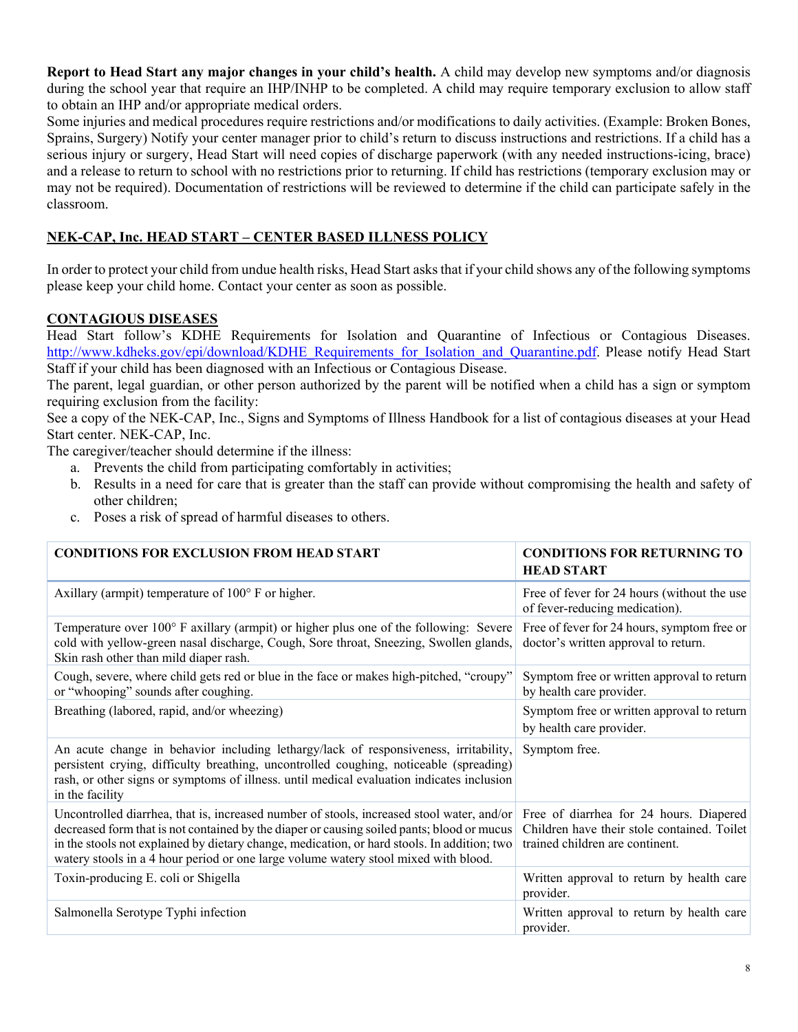**Report to Head Start any major changes in your child's health.** A child may develop new symptoms and/or diagnosis during the school year that require an IHP/INHP to be completed. A child may require temporary exclusion to allow staff to obtain an IHP and/or appropriate medical orders.

Some injuries and medical procedures require restrictions and/or modifications to daily activities. (Example: Broken Bones, Sprains, Surgery) Notify your center manager prior to child's return to discuss instructions and restrictions. If a child has a serious injury or surgery, Head Start will need copies of discharge paperwork (with any needed instructions-icing, brace) and a release to return to school with no restrictions prior to returning. If child has restrictions (temporary exclusion may or may not be required). Documentation of restrictions will be reviewed to determine if the child can participate safely in the classroom.

## NEK-CAP, Inc. HEAD START – CENTER BASED ILLNESS POLICY

In order to protect your child from undue health risks, Head Start asks that if your child shows any of the following symptoms please keep your child home. Contact your center as soon as possible.

## CONTAGIOUS DISEASES

Head Start follow's KDHE Requirements for Isolation and Quarantine of Infectious or Contagious Diseases. http://www.kdheks.gov/epi/download/KDHE_Requirements_for_Isolation_and_Quarantine.pdf. Please notify Head Start Staff if your child has been diagnosed with an Infectious or Contagious Disease.

The parent, legal guardian, or other person authorized by the parent will be notified when a child has a sign or symptom requiring exclusion from the facility:

See a copy of the NEK-CAP, Inc., Signs and Symptoms of Illness Handbook for a list of contagious diseases at your Head Start center. NEK-CAP, Inc.

The caregiver/teacher should determine if the illness:

a. Prevents the child from participating comfortably in activities;
b. Results in a need for care that is greater than the staff can provide without compromising the health and safety of other children;
c. Poses a risk of spread of harmful diseases to others.

| CONDITIONS FOR EXCLUSION FROM HEAD START | CONDITIONS FOR RETURNING TO HEAD START |
|---|---|
| Axillary (armpit) temperature of 100° F or higher. | Free of fever for 24 hours (without the use of fever-reducing medication). |
| Temperature over 100° F axillary (armpit) or higher plus one of the following: Severe cold with yellow-green nasal discharge, Cough, Sore throat, Sneezing, Swollen glands, Skin rash other than mild diaper rash. | Free of fever for 24 hours, symptom free or doctor's written approval to return. |
| Cough, severe, where child gets red or blue in the face or makes high-pitched, "croupy" or "whooping" sounds after coughing. | Symptom free or written approval to return by health care provider. |
| Breathing (labored, rapid, and/or wheezing) | Symptom free or written approval to return by health care provider. |
| An acute change in behavior including lethargy/lack of responsiveness, irritability, persistent crying, difficulty breathing, uncontrolled coughing, noticeable (spreading) rash, or other signs or symptoms of illness. until medical evaluation indicates inclusion in the facility | Symptom free. |
| Uncontrolled diarrhea, that is, increased number of stools, increased stool water, and/or decreased form that is not contained by the diaper or causing soiled pants; blood or mucus in the stools not explained by dietary change, medication, or hard stools. In addition; two watery stools in a 4 hour period or one large volume watery stool mixed with blood. | Free of diarrhea for 24 hours. Diapered Children have their stole contained. Toilet trained children are continent. |
| Toxin-producing E. coli or Shigella | Written approval to return by health care provider. |
| Salmonella Serotype Typhi infection | Written approval to return by health care provider. |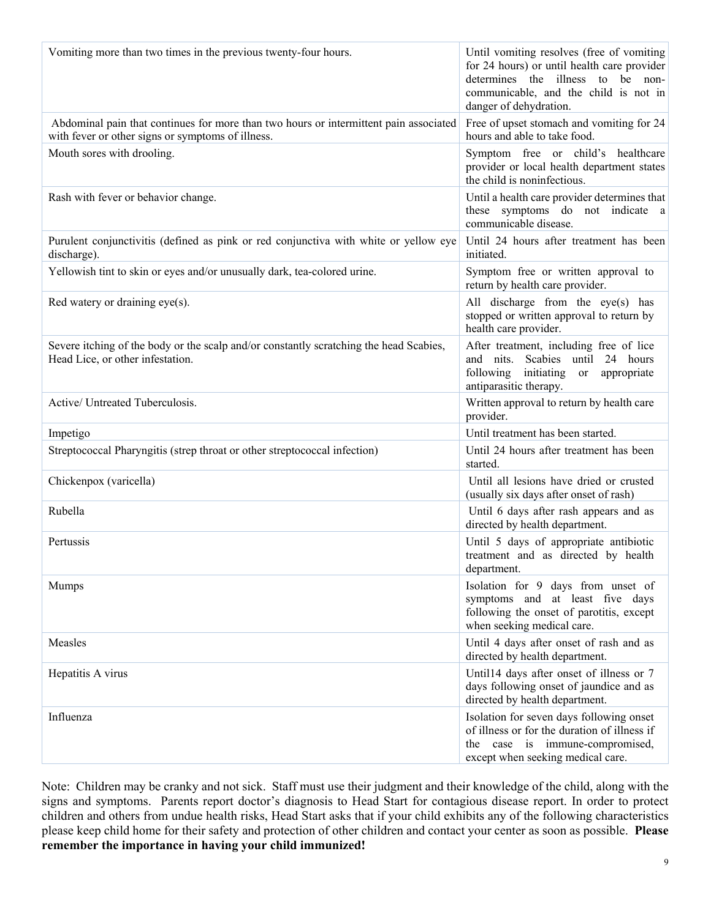| | |
|---|---|
| Vomiting more than two times in the previous twenty-four hours. | Until vomiting resolves (free of vomiting for 24 hours) or until health care provider determines the illness to be non-communicable, and the child is not in danger of dehydration. |
| Abdominal pain that continues for more than two hours or intermittent pain associated with fever or other signs or symptoms of illness. | Free of upset stomach and vomiting for 24 hours and able to take food. |
| Mouth sores with drooling. | Symptom free or child's healthcare provider or local health department states the child is noninfectious. |
| Rash with fever or behavior change. | Until a health care provider determines that these symptoms do not indicate a communicable disease. |
| Purulent conjunctivitis (defined as pink or red conjunctiva with white or yellow eye discharge). | Until 24 hours after treatment has been initiated. |
| Yellowish tint to skin or eyes and/or unusually dark, tea-colored urine. | Symptom free or written approval to return by health care provider. |
| Red watery or draining eye(s). | All discharge from the eye(s) has stopped or written approval to return by health care provider. |
| Severe itching of the body or the scalp and/or constantly scratching the head Scabies, Head Lice, or other infestation. | After treatment, including free of lice and nits. Scabies until 24 hours following initiating or appropriate antiparasitic therapy. |
| Active/ Untreated Tuberculosis. | Written approval to return by health care provider. |
| Impetigo | Until treatment has been started. |
| Streptococcal Pharyngitis (strep throat or other streptococcal infection) | Until 24 hours after treatment has been started. |
| Chickenpox (varicella) | Until all lesions have dried or crusted (usually six days after onset of rash) |
| Rubella | Until 6 days after rash appears and as directed by health department. |
| Pertussis | Until 5 days of appropriate antibiotic treatment and as directed by health department. |
| Mumps | Isolation for 9 days from unset of symptoms and at least five days following the onset of parotitis, except when seeking medical care. |
| Measles | Until 4 days after onset of rash and as directed by health department. |
| Hepatitis A virus | Until14 days after onset of illness or 7 days following onset of jaundice and as directed by health department. |
| Influenza | Isolation for seven days following onset of illness or for the duration of illness if the case is immune-compromised, except when seeking medical care. |

Note: Children may be cranky and not sick. Staff must use their judgment and their knowledge of the child, along with the signs and symptoms. Parents report doctor's diagnosis to Head Start for contagious disease report. In order to protect children and others from undue health risks, Head Start asks that if your child exhibits any of the following characteristics please keep child home for their safety and protection of other children and contact your center as soon as possible. **Please remember the importance in having your child immunized!**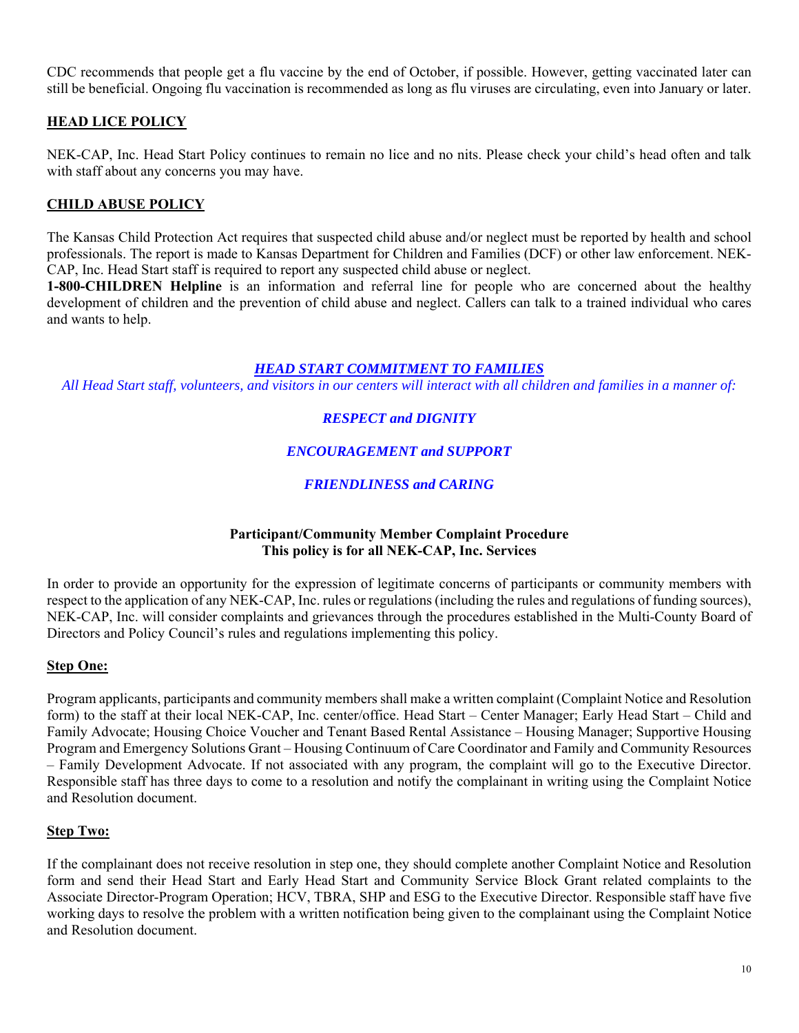CDC recommends that people get a flu vaccine by the end of October, if possible. However, getting vaccinated later can still be beneficial. Ongoing flu vaccination is recommended as long as flu viruses are circulating, even into January or later.

## HEAD LICE POLICY

NEK-CAP, Inc. Head Start Policy continues to remain no lice and no nits. Please check your child's head often and talk with staff about any concerns you may have.

## CHILD ABUSE POLICY

The Kansas Child Protection Act requires that suspected child abuse and/or neglect must be reported by health and school professionals. The report is made to Kansas Department for Children and Families (DCF) or other law enforcement. NEK-CAP, Inc. Head Start staff is required to report any suspected child abuse or neglect.

**1-800-CHILDREN Helpline** is an information and referral line for people who are concerned about the healthy development of children and the prevention of child abuse and neglect. Callers can talk to a trained individual who cares and wants to help.

## *HEAD START COMMITMENT TO FAMILIES*

*All Head Start staff, volunteers, and visitors in our centers will interact with all children and families in a manner of:*

***RESPECT and DIGNITY***

***ENCOURAGEMENT and SUPPORT***

***FRIENDLINESS and CARING***

## Participant/Community Member Complaint Procedure
## This policy is for all NEK-CAP, Inc. Services

In order to provide an opportunity for the expression of legitimate concerns of participants or community members with respect to the application of any NEK-CAP, Inc. rules or regulations (including the rules and regulations of funding sources), NEK-CAP, Inc. will consider complaints and grievances through the procedures established in the Multi-County Board of Directors and Policy Council's rules and regulations implementing this policy.

### Step One:

Program applicants, participants and community members shall make a written complaint (Complaint Notice and Resolution form) to the staff at their local NEK-CAP, Inc. center/office. Head Start – Center Manager; Early Head Start – Child and Family Advocate; Housing Choice Voucher and Tenant Based Rental Assistance – Housing Manager; Supportive Housing Program and Emergency Solutions Grant – Housing Continuum of Care Coordinator and Family and Community Resources – Family Development Advocate. If not associated with any program, the complaint will go to the Executive Director. Responsible staff has three days to come to a resolution and notify the complainant in writing using the Complaint Notice and Resolution document.

### Step Two:

If the complainant does not receive resolution in step one, they should complete another Complaint Notice and Resolution form and send their Head Start and Early Head Start and Community Service Block Grant related complaints to the Associate Director-Program Operation; HCV, TBRA, SHP and ESG to the Executive Director. Responsible staff have five working days to resolve the problem with a written notification being given to the complainant using the Complaint Notice and Resolution document.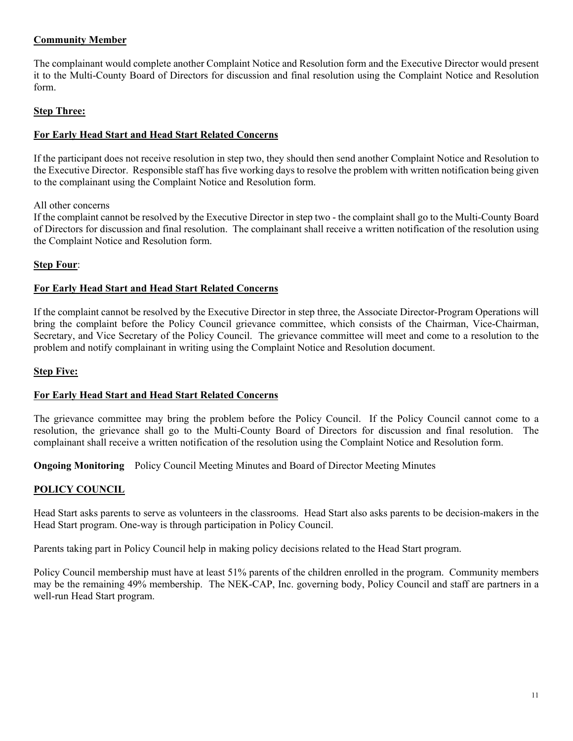**Community Member**

The complainant would complete another Complaint Notice and Resolution form and the Executive Director would present it to the Multi-County Board of Directors for discussion and final resolution using the Complaint Notice and Resolution form.

**Step Three:**

**For Early Head Start and Head Start Related Concerns**

If the participant does not receive resolution in step two, they should then send another Complaint Notice and Resolution to the Executive Director. Responsible staff has five working days to resolve the problem with written notification being given to the complainant using the Complaint Notice and Resolution form.

All other concerns
If the complaint cannot be resolved by the Executive Director in step two - the complaint shall go to the Multi-County Board of Directors for discussion and final resolution. The complainant shall receive a written notification of the resolution using the Complaint Notice and Resolution form.

**Step Four**:

**For Early Head Start and Head Start Related Concerns**

If the complaint cannot be resolved by the Executive Director in step three, the Associate Director-Program Operations will bring the complaint before the Policy Council grievance committee, which consists of the Chairman, Vice-Chairman, Secretary, and Vice Secretary of the Policy Council. The grievance committee will meet and come to a resolution to the problem and notify complainant in writing using the Complaint Notice and Resolution document.

**Step Five:**

**For Early Head Start and Head Start Related Concerns**

The grievance committee may bring the problem before the Policy Council. If the Policy Council cannot come to a resolution, the grievance shall go to the Multi-County Board of Directors for discussion and final resolution. The complainant shall receive a written notification of the resolution using the Complaint Notice and Resolution form.

**Ongoing Monitoring** Policy Council Meeting Minutes and Board of Director Meeting Minutes

**POLICY COUNCIL**

Head Start asks parents to serve as volunteers in the classrooms. Head Start also asks parents to be decision-makers in the Head Start program. One-way is through participation in Policy Council.

Parents taking part in Policy Council help in making policy decisions related to the Head Start program.

Policy Council membership must have at least 51% parents of the children enrolled in the program. Community members may be the remaining 49% membership. The NEK-CAP, Inc. governing body, Policy Council and staff are partners in a well-run Head Start program.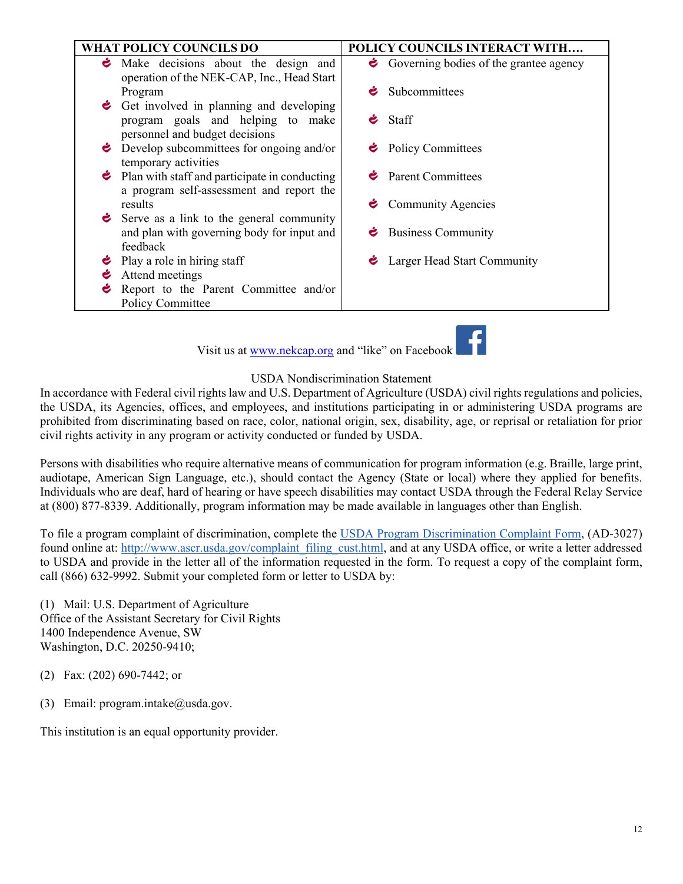| WHAT POLICY COUNCILS DO | POLICY COUNCILS INTERACT WITH…. |
|---|---|
| • Make decisions about the design and operation of the NEK-CAP, Inc., Head Start Program<br>• Get involved in planning and developing program goals and helping to make personnel and budget decisions<br>• Develop subcommittees for ongoing and/or temporary activities<br>• Plan with staff and participate in conducting a program self-assessment and report the results<br>• Serve as a link to the general community and plan with governing body for input and feedback<br>• Play a role in hiring staff<br>• Attend meetings<br>• Report to the Parent Committee and/or Policy Committee | • Governing bodies of the grantee agency<br>• Subcommittees<br>• Staff<br>• Policy Committees<br>• Parent Committees<br>• Community Agencies<br>• Business Community<br>• Larger Head Start Community |

Visit us at www.nekcap.org and "like" on Facebook

USDA Nondiscrimination Statement

In accordance with Federal civil rights law and U.S. Department of Agriculture (USDA) civil rights regulations and policies, the USDA, its Agencies, offices, and employees, and institutions participating in or administering USDA programs are prohibited from discriminating based on race, color, national origin, sex, disability, age, or reprisal or retaliation for prior civil rights activity in any program or activity conducted or funded by USDA.

Persons with disabilities who require alternative means of communication for program information (e.g. Braille, large print, audiotape, American Sign Language, etc.), should contact the Agency (State or local) where they applied for benefits. Individuals who are deaf, hard of hearing or have speech disabilities may contact USDA through the Federal Relay Service at (800) 877-8339. Additionally, program information may be made available in languages other than English.

To file a program complaint of discrimination, complete the USDA Program Discrimination Complaint Form, (AD-3027) found online at: http://www.ascr.usda.gov/complaint_filing_cust.html, and at any USDA office, or write a letter addressed to USDA and provide in the letter all of the information requested in the form. To request a copy of the complaint form, call (866) 632-9992. Submit your completed form or letter to USDA by:

(1) Mail: U.S. Department of Agriculture
Office of the Assistant Secretary for Civil Rights
1400 Independence Avenue, SW
Washington, D.C. 20250-9410;

(2) Fax: (202) 690-7442; or

(3) Email: program.intake@usda.gov.

This institution is an equal opportunity provider.